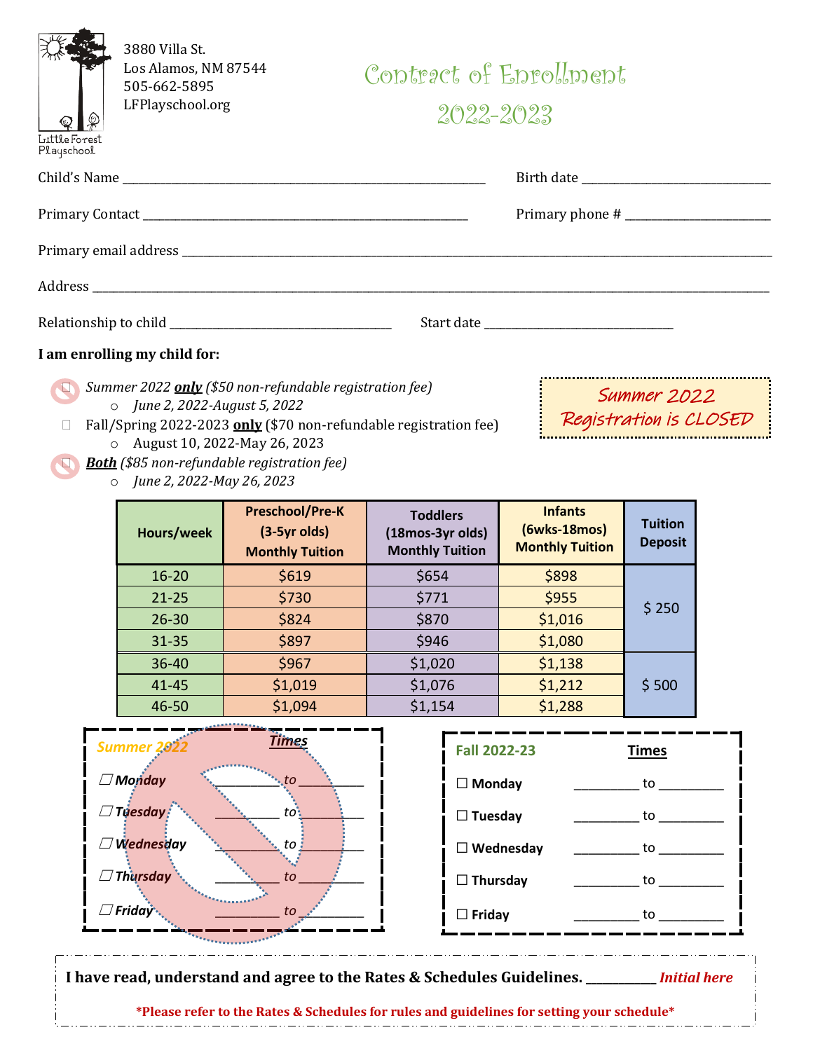Little Forest Playschool

3880 Villa St.
Los Alamos, NM 87544
505-662-5895
LFPlayschool.org

# Contract of Enrollment

## 2022-2023

Child's Name ______________________________ Birth date ________________

Primary Contact ______________________________ Primary phone # ________________

Primary email address ______________________________________________

Address ______________________________________________

Relationship to child ____________________ Start date ________________

**I am enrolling my child for:**

- ☐ *Summer 2022* ***only*** *($50 non-refundable registration fee)*
  - *June 2, 2022-August 5, 2022*
- ☐ Fall/Spring 2022-2023 **only** ($70 non-refundable registration fee)
  - August 10, 2022-May 26, 2023
- ☐ ***Both*** *($85 non-refundable registration fee)*
  - *June 2, 2022-May 26, 2023*

Summer 2022 Registration is CLOSED

| Hours/week | Preschool/Pre-K (3-5yr olds) Monthly Tuition | Toddlers (18mos-3yr olds) Monthly Tuition | Infants (6wks-18mos) Monthly Tuition | Tuition Deposit |
|---|---|---|---|---|
| 16-20 | $619 | $654 | $898 | $ 250 |
| 21-25 | $730 | $771 | $955 | |
| 26-30 | $824 | $870 | $1,016 | |
| 31-35 | $897 | $946 | $1,080 | |
| 36-40 | $967 | $1,020 | $1,138 | $ 500 |
| 41-45 | $1,019 | $1,076 | $1,212 | |
| 46-50 | $1,094 | $1,154 | $1,288 | |

| *Summer 2022* | *Times* |
|---|---|
| ☐ *Monday* | _________ to _________ |
| ☐ *Tuesday* | _________ to _________ |
| ☐ *Wednesday* | _________ to _________ |
| ☐ *Thursday* | _________ to _________ |
| ☐ *Friday* | _________ to _________ |

| **Fall 2022-23** | **Times** |
|---|---|
| ☐ **Monday** | _________ to _________ |
| ☐ **Tuesday** | _________ to _________ |
| ☐ **Wednesday** | _________ to _________ |
| ☐ **Thursday** | _________ to _________ |
| ☐ **Friday** | _________ to _________ |

**I have read, understand and agree to the Rates & Schedules Guidelines.** __________ ***Initial here***

**\*Please refer to the Rates & Schedules for rules and guidelines for setting your schedule\***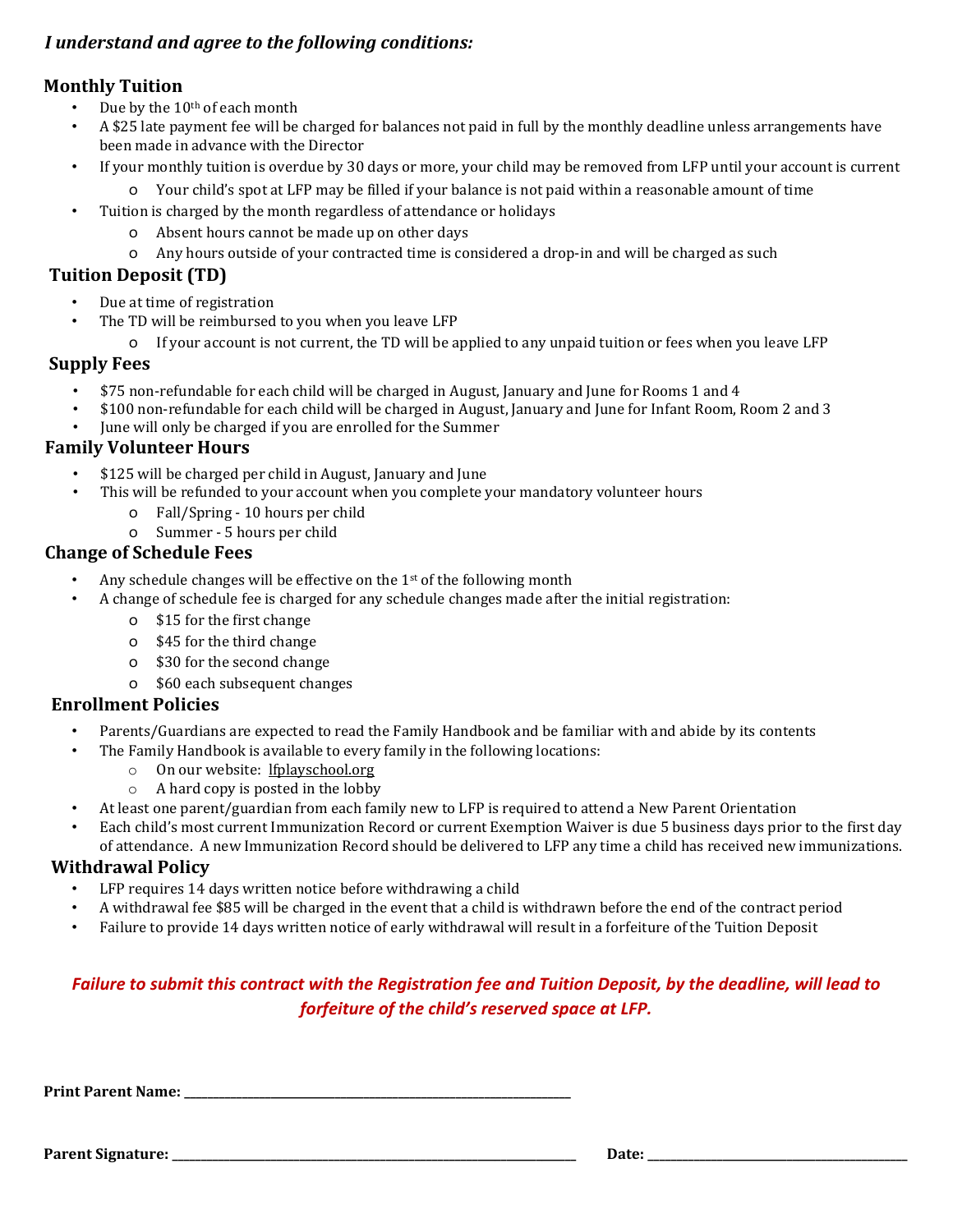***I understand and agree to the following conditions:***

## Monthly Tuition

- Due by the 10th of each month
- A $25 late payment fee will be charged for balances not paid in full by the monthly deadline unless arrangements have been made in advance with the Director
- If your monthly tuition is overdue by 30 days or more, your child may be removed from LFP until your account is current
  - Your child's spot at LFP may be filled if your balance is not paid within a reasonable amount of time
- Tuition is charged by the month regardless of attendance or holidays
  - Absent hours cannot be made up on other days
  - Any hours outside of your contracted time is considered a drop-in and will be charged as such

## Tuition Deposit (TD)

- Due at time of registration
- The TD will be reimbursed to you when you leave LFP
  - If your account is not current, the TD will be applied to any unpaid tuition or fees when you leave LFP

## Supply Fees

- $75 non-refundable for each child will be charged in August, January and June for Rooms 1 and 4
- $100 non-refundable for each child will be charged in August, January and June for Infant Room, Room 2 and 3
- June will only be charged if you are enrolled for the Summer

## Family Volunteer Hours

- $125 will be charged per child in August, January and June
- This will be refunded to your account when you complete your mandatory volunteer hours
  - Fall/Spring - 10 hours per child
  - Summer - 5 hours per child

## Change of Schedule Fees

- Any schedule changes will be effective on the 1st of the following month
- A change of schedule fee is charged for any schedule changes made after the initial registration:
  - $15 for the first change
  - $45 for the third change
  - $30 for the second change
  - $60 each subsequent changes

## Enrollment Policies

- Parents/Guardians are expected to read the Family Handbook and be familiar with and abide by its contents
- The Family Handbook is available to every family in the following locations:
  - On our website: lfplayschool.org
  - A hard copy is posted in the lobby
- At least one parent/guardian from each family new to LFP is required to attend a New Parent Orientation
- Each child's most current Immunization Record or current Exemption Waiver is due 5 business days prior to the first day of attendance. A new Immunization Record should be delivered to LFP any time a child has received new immunizations.

## Withdrawal Policy

- LFP requires 14 days written notice before withdrawing a child
- A withdrawal fee $85 will be charged in the event that a child is withdrawn before the end of the contract period
- Failure to provide 14 days written notice of early withdrawal will result in a forfeiture of the Tuition Deposit

***Failure to submit this contract with the Registration fee and Tuition Deposit, by the deadline, will lead to forfeiture of the child's reserved space at LFP.***

**Print Parent Name:** ______________________________

**Parent Signature:** ______________________________ **Date:** ____________________